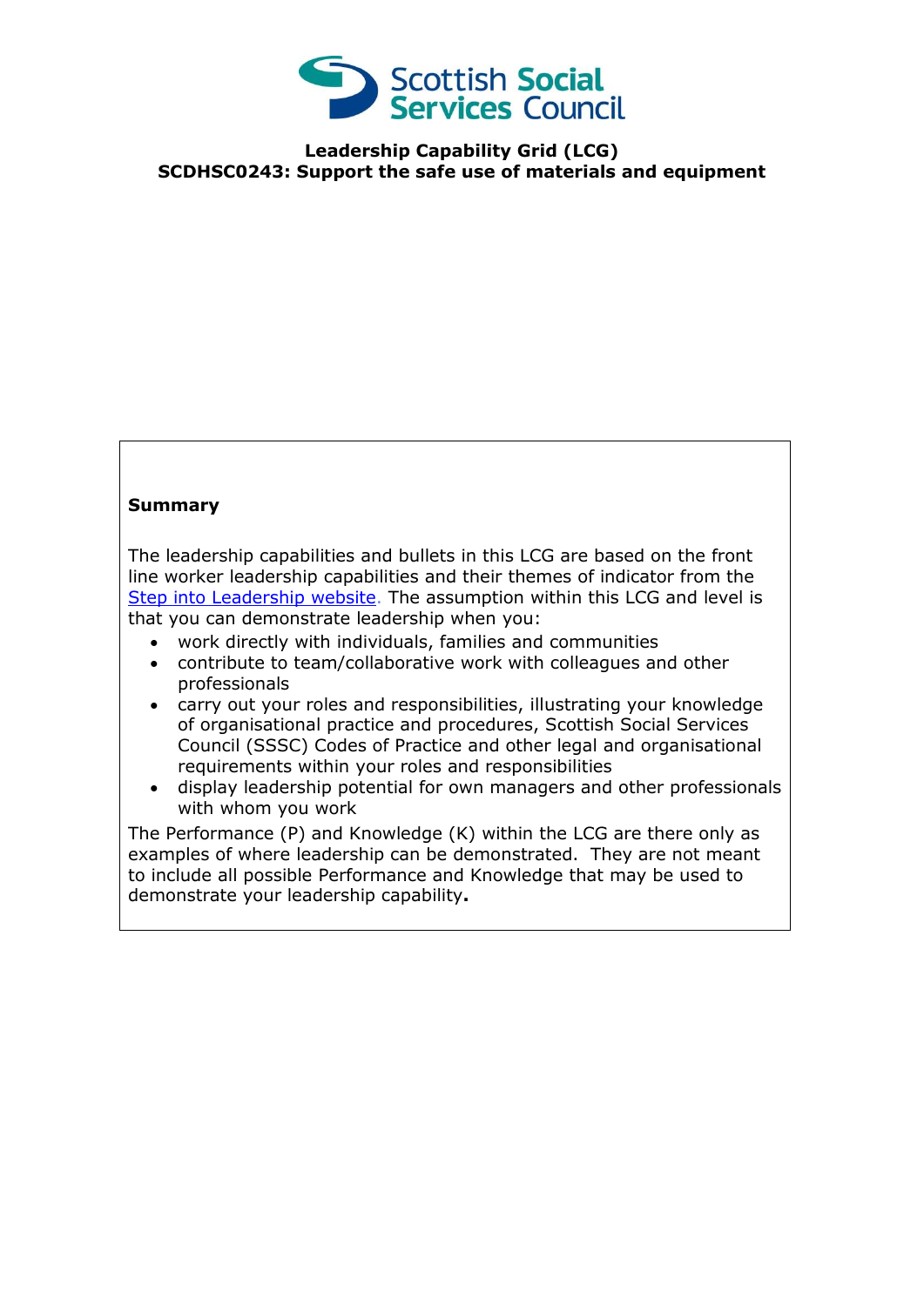Scottish Social Services Council

# Leadership Capability Grid (LCG)
# SCDHSC0243: Support the safe use of materials and equipment

**Summary**

The leadership capabilities and bullets in this LCG are based on the front line worker leadership capabilities and their themes of indicator from the [Step into Leadership website](). The assumption within this LCG and level is that you can demonstrate leadership when you:

- work directly with individuals, families and communities
- contribute to team/collaborative work with colleagues and other professionals
- carry out your roles and responsibilities, illustrating your knowledge of organisational practice and procedures, Scottish Social Services Council (SSSC) Codes of Practice and other legal and organisational requirements within your roles and responsibilities
- display leadership potential for own managers and other professionals with whom you work

The Performance (P) and Knowledge (K) within the LCG are there only as examples of where leadership can be demonstrated. They are not meant to include all possible Performance and Knowledge that may be used to demonstrate your leadership capability**.**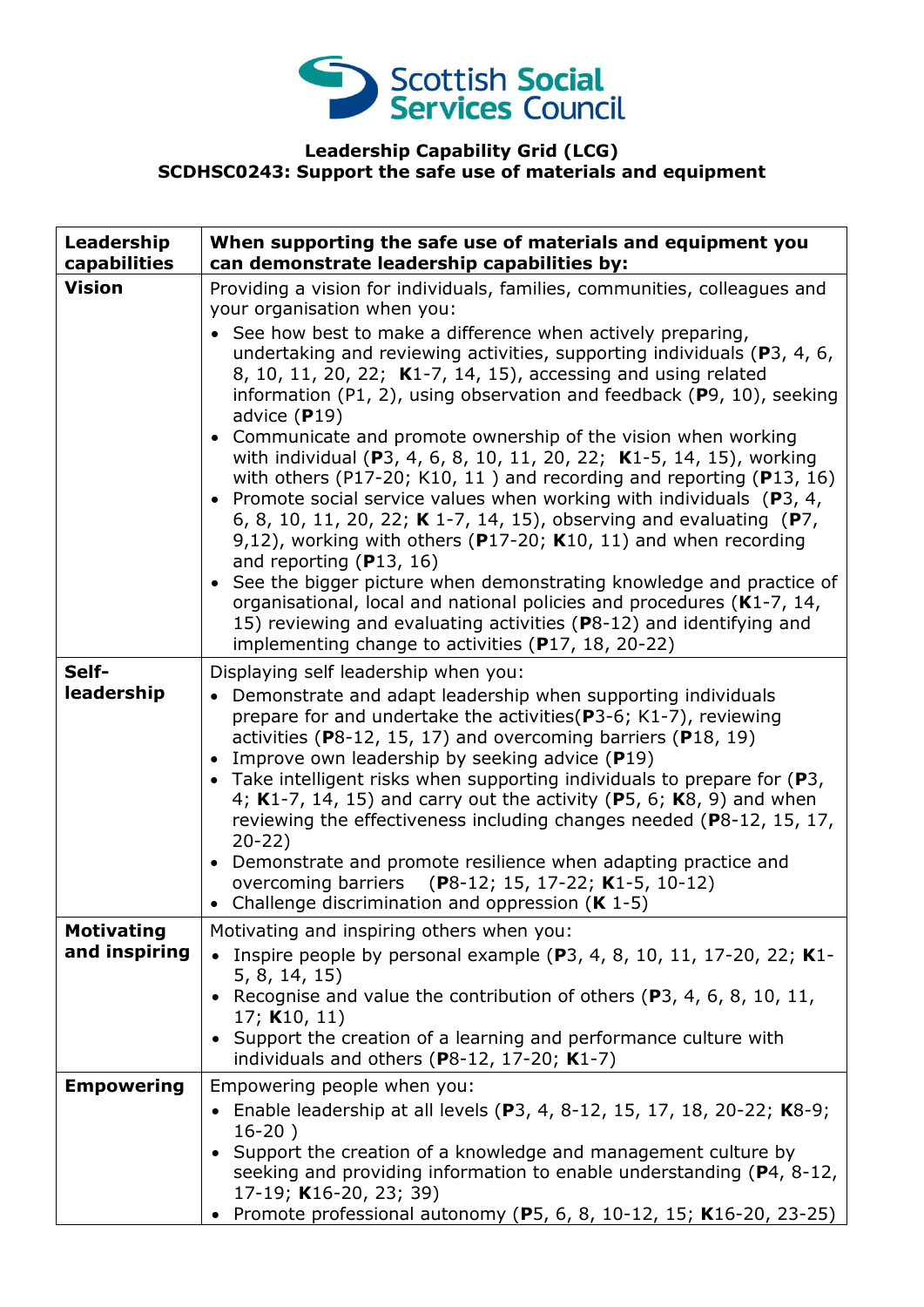**Leadership Capability Grid (LCG)**
**SCDHSC0243: Support the safe use of materials and equipment**

| **Leadership capabilities** | **When supporting the safe use of materials and equipment you can demonstrate leadership capabilities by:** |
|---|---|
| **Vision** | Providing a vision for individuals, families, communities, colleagues and your organisation when you:<br>• See how best to make a difference when actively preparing, undertaking and reviewing activities, supporting individuals (**P**3, 4, 6, 8, 10, 11, 20, 22; **K**1-7, 14, 15), accessing and using related information (P1, 2), using observation and feedback (**P**9, 10), seeking advice (**P**19)<br>• Communicate and promote ownership of the vision when working with individual (**P**3, 4, 6, 8, 10, 11, 20, 22; **K**1-5, 14, 15), working with others (P17-20; K10, 11 ) and recording and reporting (**P**13, 16)<br>• Promote social service values when working with individuals (**P**3, 4, 6, 8, 10, 11, 20, 22; **K** 1-7, 14, 15), observing and evaluating (**P**7, 9,12), working with others (**P**17-20; **K**10, 11) and when recording and reporting (**P**13, 16)<br>• See the bigger picture when demonstrating knowledge and practice of organisational, local and national policies and procedures (**K**1-7, 14, 15) reviewing and evaluating activities (**P**8-12) and identifying and implementing change to activities (**P**17, 18, 20-22) |
| **Self-leadership** | Displaying self leadership when you:<br>• Demonstrate and adapt leadership when supporting individuals prepare for and undertake the activities(**P**3-6; K1-7), reviewing activities (**P**8-12, 15, 17) and overcoming barriers (**P**18, 19)<br>• Improve own leadership by seeking advice (**P**19)<br>• Take intelligent risks when supporting individuals to prepare for (**P**3, 4; **K**1-7, 14, 15) and carry out the activity (**P**5, 6; **K**8, 9) and when reviewing the effectiveness including changes needed (**P**8-12, 15, 17, 20-22)<br>• Demonstrate and promote resilience when adapting practice and overcoming barriers (**P**8-12; 15, 17-22; **K**1-5, 10-12)<br>• Challenge discrimination and oppression (**K** 1-5) |
| **Motivating and inspiring** | Motivating and inspiring others when you:<br>• Inspire people by personal example (**P**3, 4, 8, 10, 11, 17-20, 22; **K**1-5, 8, 14, 15)<br>• Recognise and value the contribution of others (**P**3, 4, 6, 8, 10, 11, 17; **K**10, 11)<br>• Support the creation of a learning and performance culture with individuals and others (**P**8-12, 17-20; **K**1-7) |
| **Empowering** | Empowering people when you:<br>• Enable leadership at all levels (**P**3, 4, 8-12, 15, 17, 18, 20-22; **K**8-9; 16-20 )<br>• Support the creation of a knowledge and management culture by seeking and providing information to enable understanding (**P**4, 8-12, 17-19; **K**16-20, 23; 39)<br>• Promote professional autonomy (**P**5, 6, 8, 10-12, 15; **K**16-20, 23-25) |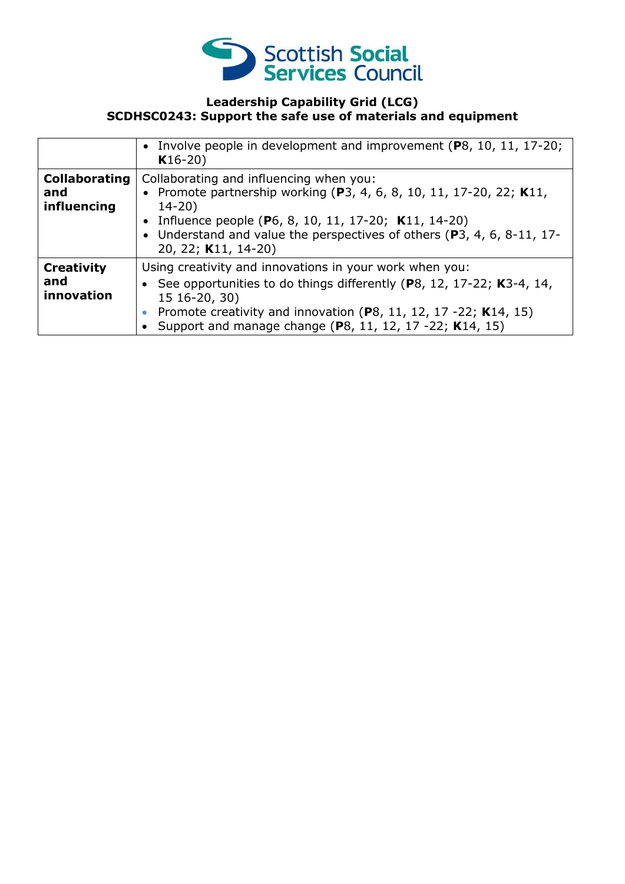**Leadership Capability Grid (LCG)**
**SCDHSC0243: Support the safe use of materials and equipment**

| | |
|---|---|
| | • Involve people in development and improvement (**P**8, 10, 11, 17-20; **K**16-20) |
| **Collaborating and influencing** | Collaborating and influencing when you:<br>• Promote partnership working (**P**3, 4, 6, 8, 10, 11, 17-20, 22; **K**11, 14-20)<br>• Influence people (**P**6, 8, 10, 11, 17-20; **K**11, 14-20)<br>• Understand and value the perspectives of others (**P**3, 4, 6, 8-11, 17-20, 22; **K**11, 14-20) |
| **Creativity and innovation** | Using creativity and innovations in your work when you:<br>• See opportunities to do things differently (**P**8, 12, 17-22; **K**3-4, 14, 15 16-20, 30)<br>• Promote creativity and innovation (**P**8, 11, 12, 17 -22; **K**14, 15)<br>• Support and manage change (**P**8, 11, 12, 17 -22; **K**14, 15) |